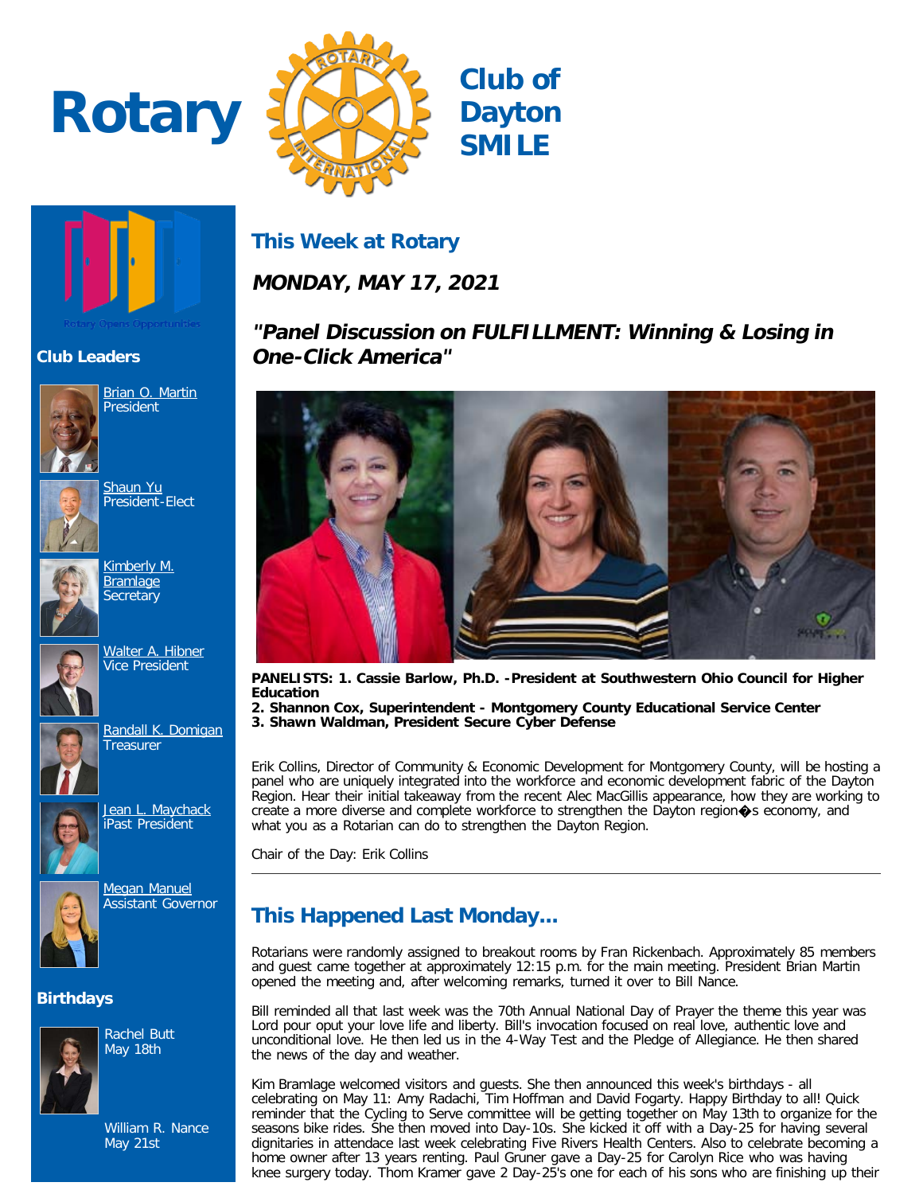# Rotary Club of Dayton SMILE

Rotary Opens Opportunities

## Club Leaders

[Brian O. Martin](#) President

[Shaun Yu](#) President-Elect

[Kimberly M. Bramlage](#) Secretary

[Walter A. Hibner](#) Vice President

[Randall K. Domigan](#) Treasurer

[Jean L. Maychack](#) iPast President

[Megan Manuel](#) Assistant Governor

## Birthdays

Rachel Butt
May 18th

William R. Nance
May 21st

## This Week at Rotary

### *MONDAY, MAY 17, 2021*

### *"Panel Discussion on FULFILLMENT: Winning & Losing in One-Click America"*

**PANELISTS: 1. Cassie Barlow, Ph.D. -President at Southwestern Ohio Council for Higher Education**
**2. Shannon Cox, Superintendent - Montgomery County Educational Service Center**
**3. Shawn Waldman, President Secure Cyber Defense**

Erik Collins, Director of Community & Economic Development for Montgomery County, will be hosting a panel who are uniquely integrated into the workforce and economic development fabric of the Dayton Region. Hear their initial takeaway from the recent Alec MacGillis appearance, how they are working to create a more diverse and complete workforce to strengthen the Dayton region�s economy, and what you as a Rotarian can do to strengthen the Dayton Region.

Chair of the Day: Erik Collins

---

## This Happened Last Monday...

Rotarians were randomly assigned to breakout rooms by Fran Rickenbach. Approximately 85 members and guest came together at approximately 12:15 p.m. for the main meeting. President Brian Martin opened the meeting and, after welcoming remarks, turned it over to Bill Nance.

Bill reminded all that last week was the 70th Annual National Day of Prayer the theme this year was Lord pour oput your love life and liberty. Bill's invocation focused on real love, authentic love and unconditional love. He then led us in the 4-Way Test and the Pledge of Allegiance. He then shared the news of the day and weather.

Kim Bramlage welcomed visitors and guests. She then announced this week's birthdays - all celebrating on May 11: Amy Radachi, Tim Hoffman and David Fogarty. Happy Birthday to all! Quick reminder that the Cycling to Serve committee will be getting together on May 13th to organize for the seasons bike rides. She then moved into Day-10s. She kicked it off with a Day-25 for having several dignitaries in attendace last week celebrating Five Rivers Health Centers. Also to celebrate becoming a home owner after 13 years renting. Paul Gruner gave a Day-25 for Carolyn Rice who was having knee surgery today. Thom Kramer gave 2 Day-25's one for each of his sons who are finishing up their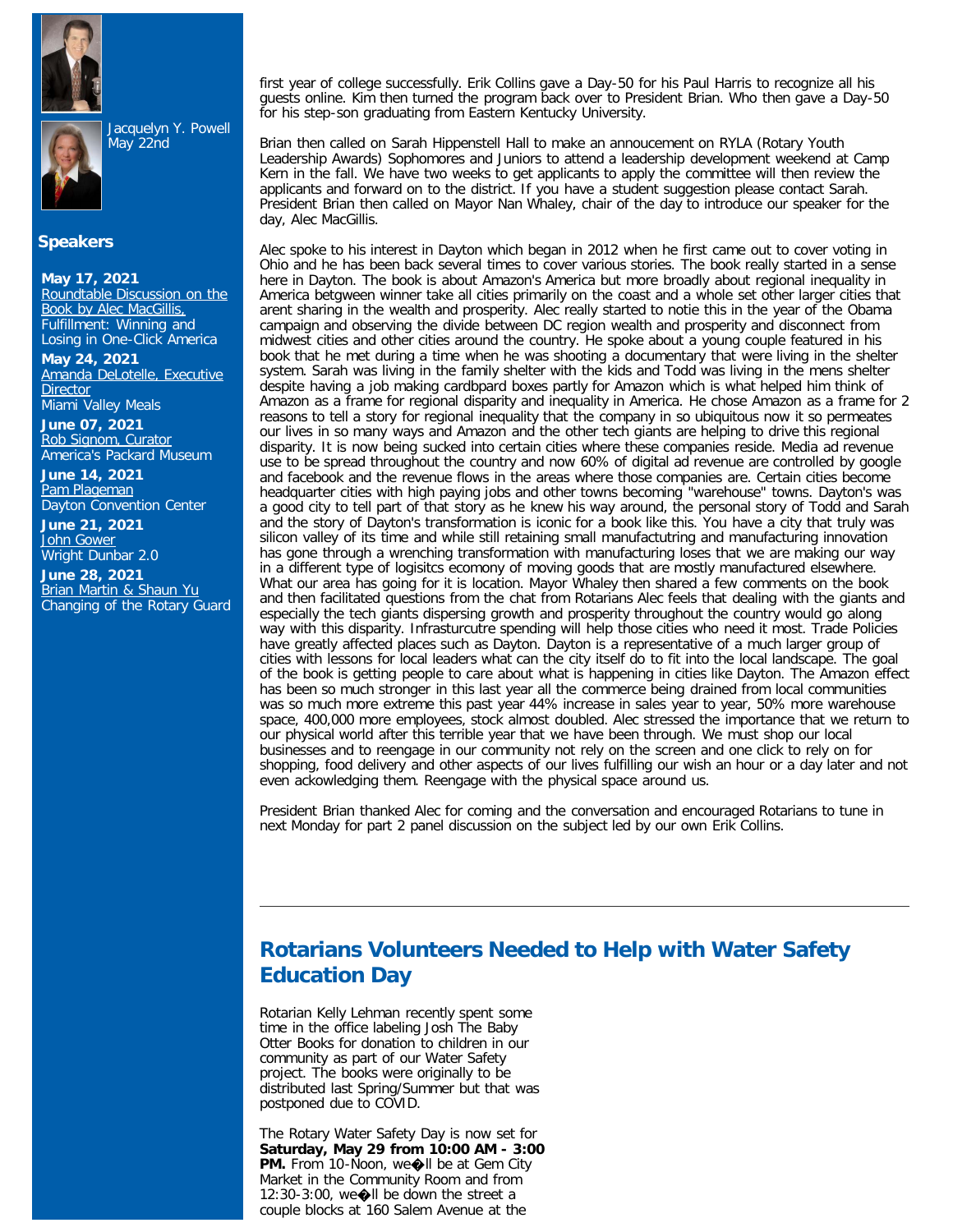Jacquelyn Y. Powell
May 22nd

## Speakers

**May 17, 2021**
Roundtable Discussion on the Book by Alec MacGillis, Fulfillment: Winning and Losing in One-Click America

**May 24, 2021**
Amanda DeLotelle, Executive Director
Miami Valley Meals

**June 07, 2021**
Rob Signom, Curator
America's Packard Museum

**June 14, 2021**
Pam Plageman
Dayton Convention Center

**June 21, 2021**
John Gower
Wright Dunbar 2.0

**June 28, 2021**
Brian Martin & Shaun Yu
Changing of the Rotary Guard

first year of college successfully. Erik Collins gave a Day-50 for his Paul Harris to recognize all his guests online. Kim then turned the program back over to President Brian. Who then gave a Day-50 for his step-son graduating from Eastern Kentucky University.

Brian then called on Sarah Hippenstell Hall to make an annoucement on RYLA (Rotary Youth Leadership Awards) Sophomores and Juniors to attend a leadership development weekend at Camp Kern in the fall. We have two weeks to get applicants to apply the committee will then review the applicants and forward on to the district. If you have a student suggestion please contact Sarah. President Brian then called on Mayor Nan Whaley, chair of the day to introduce our speaker for the day, Alec MacGillis.

Alec spoke to his interest in Dayton which began in 2012 when he first came out to cover voting in Ohio and he has been back several times to cover various stories. The book really started in a sense here in Dayton. The book is about Amazon's America but more broadly about regional inequality in America betgween winner take all cities primarily on the coast and a whole set other larger cities that arent sharing in the wealth and prosperity. Alec really started to notie this in the year of the Obama campaign and observing the divide between DC region wealth and prosperity and disconnect from midwest cities and other cities around the country. He spoke about a young couple featured in his book that he met during a time when he was shooting a documentary that were living in the shelter system. Sarah was living in the family shelter with the kids and Todd was living in the mens shelter despite having a job making cardbpard boxes partly for Amazon which is what helped him think of Amazon as a frame for regional disparity and inequality in America. He chose Amazon as a frame for 2 reasons to tell a story for regional inequality that the company in so ubiquitous now it so permeates our lives in so many ways and Amazon and the other tech giants are helping to drive this regional disparity. It is now being sucked into certain cities where these companies reside. Media ad revenue use to be spread throughout the country and now 60% of digital ad revenue are controlled by google and facebook and the revenue flows in the areas where those companies are. Certain cities become headquarter cities with high paying jobs and other towns becoming "warehouse" towns. Dayton's was a good city to tell part of that story as he knew his way around, the personal story of Todd and Sarah and the story of Dayton's transformation is iconic for a book like this. You have a city that truly was silicon valley of its time and while still retaining small manufactutring and manufacturing innovation has gone through a wrenching transformation with manufacturing loses that we are making our way in a different type of logisitcs ecomony of moving goods that are mostly manufactured elsewhere. What our area has going for it is location. Mayor Whaley then shared a few comments on the book and then facilitated questions from the chat from Rotarians Alec feels that dealing with the giants and especially the tech giants dispersing growth and prosperity throughout the country would go along way with this disparity. Infrasturcutre spending will help those cities who need it most. Trade Policies have greatly affected places such as Dayton. Dayton is a representative of a much larger group of cities with lessons for local leaders what can the city itself do to fit into the local landscape. The goal of the book is getting people to care about what is happening in cities like Dayton. The Amazon effect has been so much stronger in this last year all the commerce being drained from local communities was so much more extreme this past year 44% increase in sales year to year, 50% more warehouse space, 400,000 more employees, stock almost doubled. Alec stressed the importance that we return to our physical world after this terrible year that we have been through. We must shop our local businesses and to reengage in our community not rely on the screen and one click to rely on for shopping, food delivery and other aspects of our lives fulfilling our wish an hour or a day later and not even ackowledging them. Reengage with the physical space around us.

President Brian thanked Alec for coming and the conversation and encouraged Rotarians to tune in next Monday for part 2 panel discussion on the subject led by our own Erik Collins.

---

## Rotarians Volunteers Needed to Help with Water Safety Education Day

Rotarian Kelly Lehman recently spent some time in the office labeling Josh The Baby Otter Books for donation to children in our community as part of our Water Safety project. The books were originally to be distributed last Spring/Summer but that was postponed due to COVID.

The Rotary Water Safety Day is now set for **Saturday, May 29 from 10:00 AM - 3:00 PM.** From 10-Noon, we�ll be at Gem City Market in the Community Room and from 12:30-3:00, we�ll be down the street a couple blocks at 160 Salem Avenue at the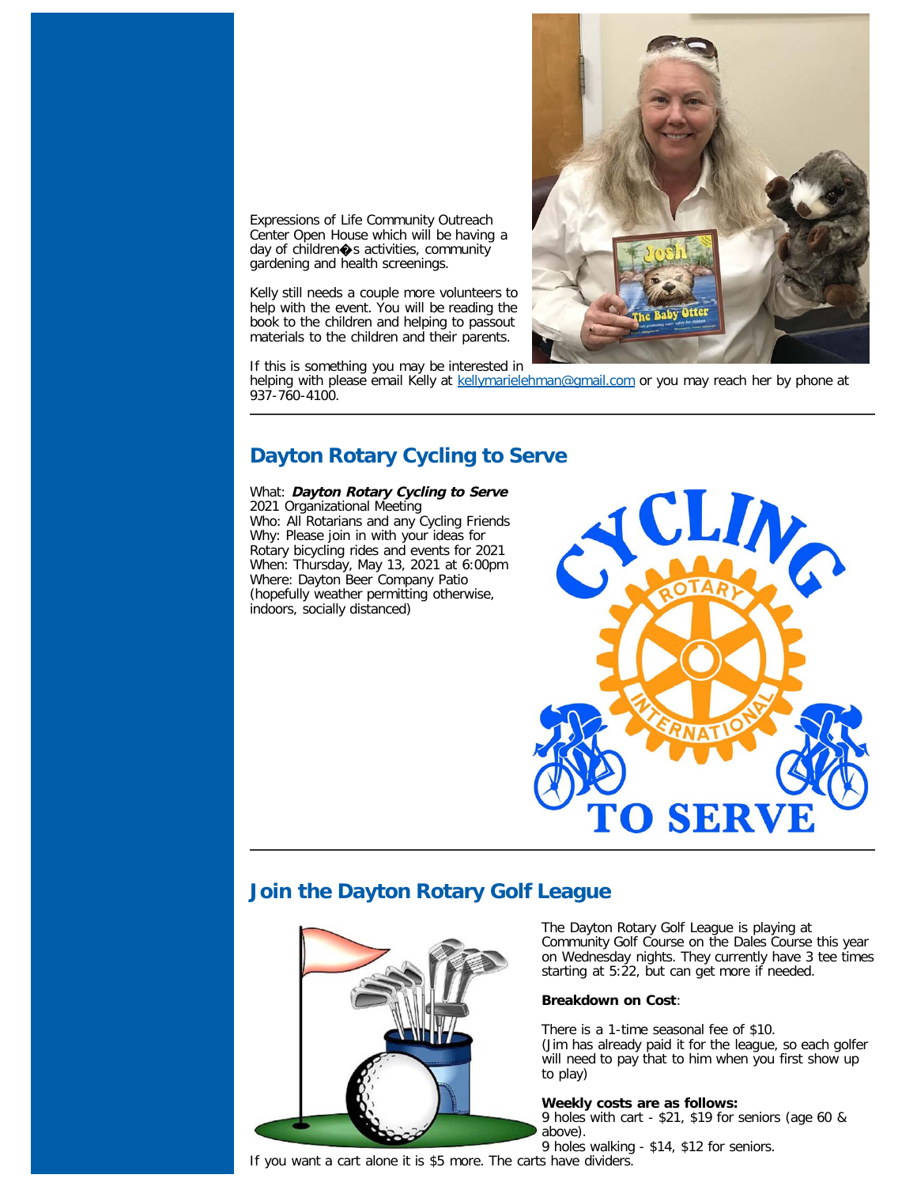Expressions of Life Community Outreach Center Open House which will be having a day of children�s activities, community gardening and health screenings.

Kelly still needs a couple more volunteers to help with the event. You will be reading the book to the children and helping to passout materials to the children and their parents.

If this is something you may be interested in helping with please email Kelly at kellymarielehman@gmail.com or you may reach her by phone at 937-760-4100.

---

## Dayton Rotary Cycling to Serve

What: ***Dayton Rotary Cycling to Serve*** 2021 Organizational Meeting
Who: All Rotarians and any Cycling Friends
Why: Please join in with your ideas for Rotary bicycling rides and events for 2021
When: Thursday, May 13, 2021 at 6:00pm
Where: Dayton Beer Company Patio (hopefully weather permitting otherwise, indoors, socially distanced)

---

## Join the Dayton Rotary Golf League

The Dayton Rotary Golf League is playing at Community Golf Course on the Dales Course this year on Wednesday nights. They currently have 3 tee times starting at 5:22, but can get more if needed.

**Breakdown on Cost**:

There is a 1-time seasonal fee of $10.
(Jim has already paid it for the league, so each golfer will need to pay that to him when you first show up to play)

**Weekly costs are as follows:**
9 holes with cart - $21, $19 for seniors (age 60 & above).
9 holes walking - $14, $12 for seniors.
If you want a cart alone it is $5 more. The carts have dividers.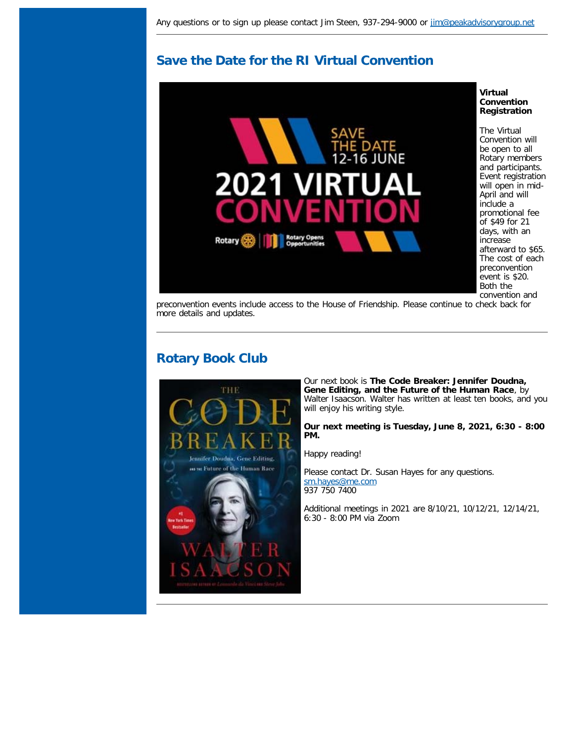Any questions or to sign up please contact Jim Steen, 937-294-9000 or jim@peakadvisorygroup.net

---

## Save the Date for the RI Virtual Convention

**Virtual Convention Registration**

The Virtual Convention will be open to all Rotary members and participants. Event registration will open in mid-April and will include a promotional fee of $49 for 21 days, with an increase afterward to $65. The cost of each preconvention event is $20. Both the convention and preconvention events include access to the House of Friendship. Please continue to check back for more details and updates.

---

## Rotary Book Club

Our next book is **The Code Breaker: Jennifer Doudna, Gene Editing, and the Future of the Human Race**, by Walter Isaacson. Walter has written at least ten books, and you will enjoy his writing style.

**Our next meeting is Tuesday, June 8, 2021, 6:30 - 8:00 PM.**

Happy reading!

Please contact Dr. Susan Hayes for any questions.
sm.hayes@me.com
937 750 7400

Additional meetings in 2021 are 8/10/21, 10/12/21, 12/14/21, 6:30 - 8:00 PM via Zoom

---